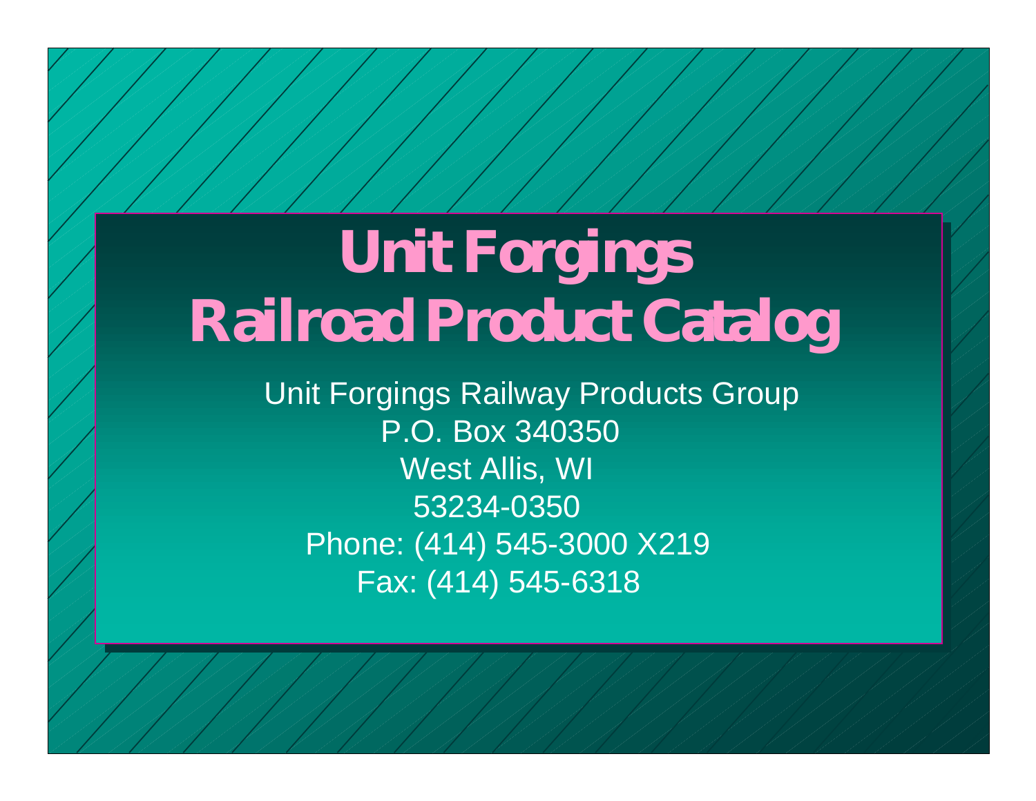# Unit Forgings
# Railroad Product Catalog

Unit Forgings Railway Products Group
P.O. Box 340350
West Allis, WI
53234-0350
Phone: (414) 545-3000 X219
Fax: (414) 545-6318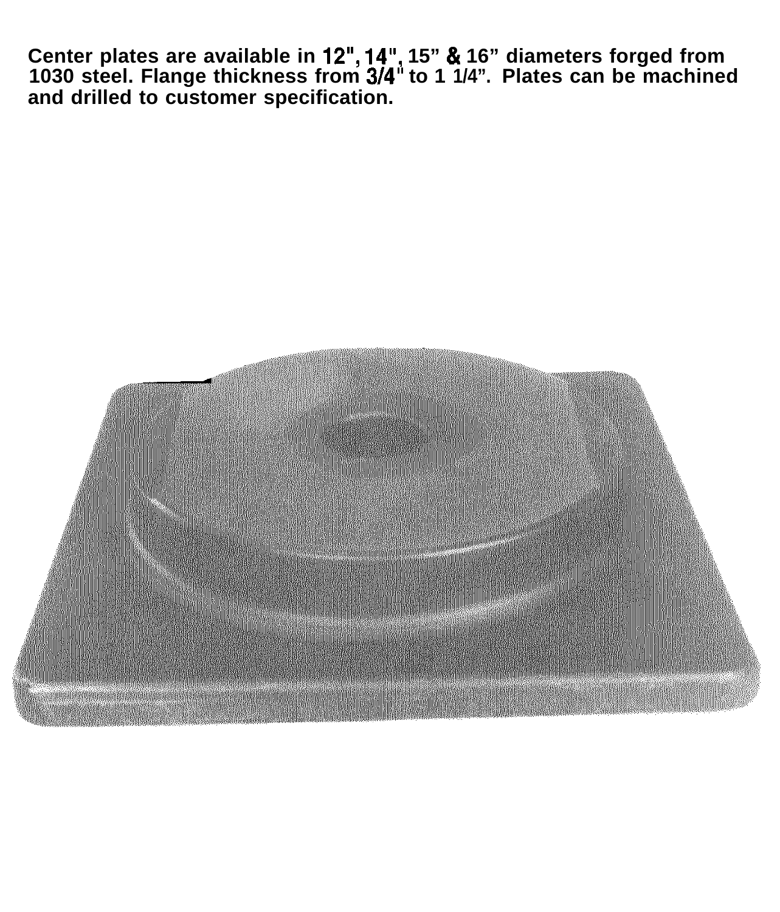Center plates are available in 12", 14", 15" & 16" diameters forged from 1030 steel. Flange thickness from 3/4" to 1 1/4". Plates can be machined and drilled to customer specification.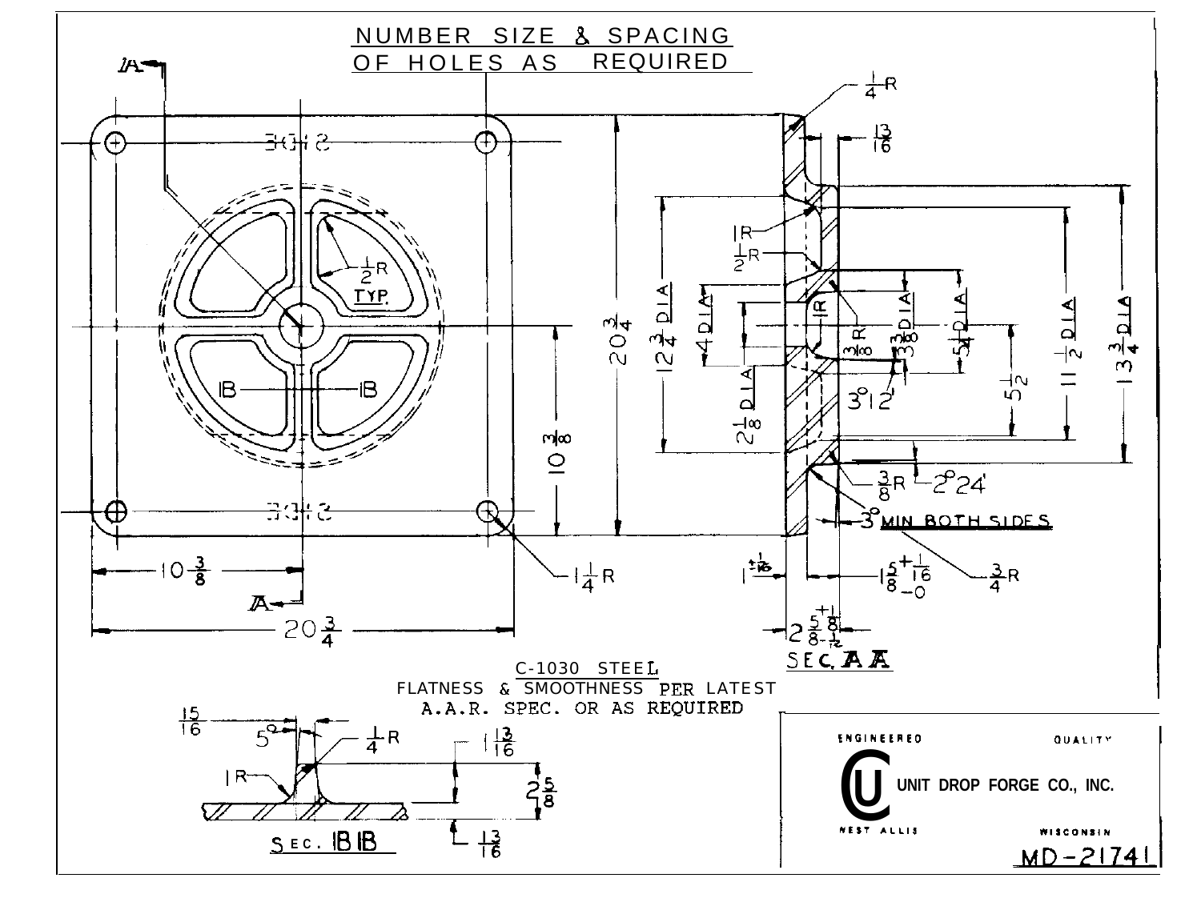NUMBER SIZE & SPACING OF HOLES AS REQUIRED

C-1030 STEEL

FLATNESS & SMOOTHNESS PER LATEST A.A.R. SPEC. OR AS REQUIRED

SEC. A A

SEC. B B

ENGINEERED QUALITY

UNIT DROP FORGE CO., INC.

WEST ALLIS WISCONSIN

MD-21741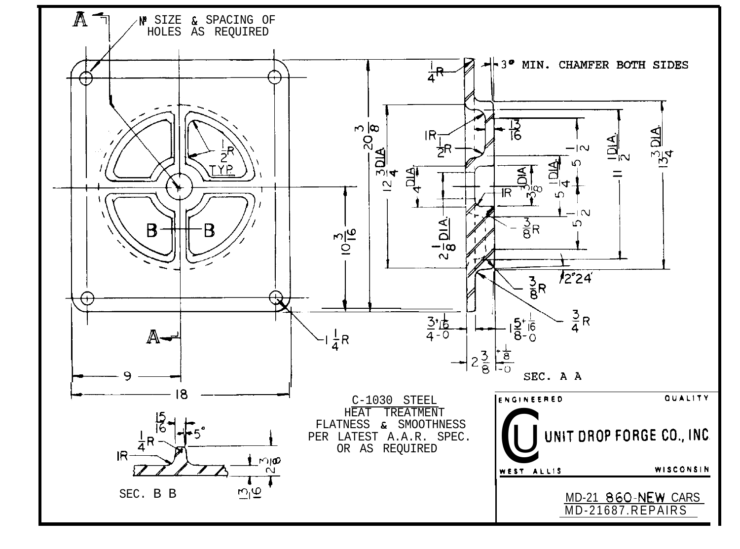N° SIZE & SPACING OF HOLES AS REQUIRED

A — A

$\frac{1}{2}$R TYP.

B — B

$1\frac{1}{4}$R

9

18

$10\frac{3}{16}$

$20\frac{3}{8}$

$12\frac{3}{4}$ DIA.

$4$ DIA.

$2\frac{1}{8}$ DIA.

$\frac{1}{4}$R

3° MIN. CHAMFER BOTH SIDES

1R

$\frac{1}{2}$R

$\frac{3}{16}$

$5\frac{1}{2}$

$5\frac{1}{4}$ DIA.

$3\frac{3}{8}$ DIA.

1R

$5\frac{1}{2}$

$8\frac{3}{8}$R

$11\frac{1}{2}$ DIA.

$13\frac{3}{4}$ DIA.

2°24'

$8\frac{3}{8}$R

$\frac{3}{4}$R

$\frac{3}{4}{}^{+\frac{1}{16}}_{-0}$

$1\frac{5}{8}{}^{+\frac{1}{16}}_{-0}$

$2\frac{3}{8}{}^{+\frac{1}{8}}_{-0}$

SEC. A A

$\frac{15}{16}$

5°

$\frac{1}{4}$R

1R

$2\frac{3}{8}$

$\frac{13}{16}$

SEC. B B

C-1030 STEEL
HEAT TREATMENT
FLATNESS & SMOOTHNESS
PER LATEST A.A.R. SPEC.
OR AS REQUIRED

ENGINEERED QUALITY

UNIT DROP FORGE CO., INC.

WEST ALLIS WISCONSIN

MD-21 860-NEW CARS
MD-21687.REPAIRS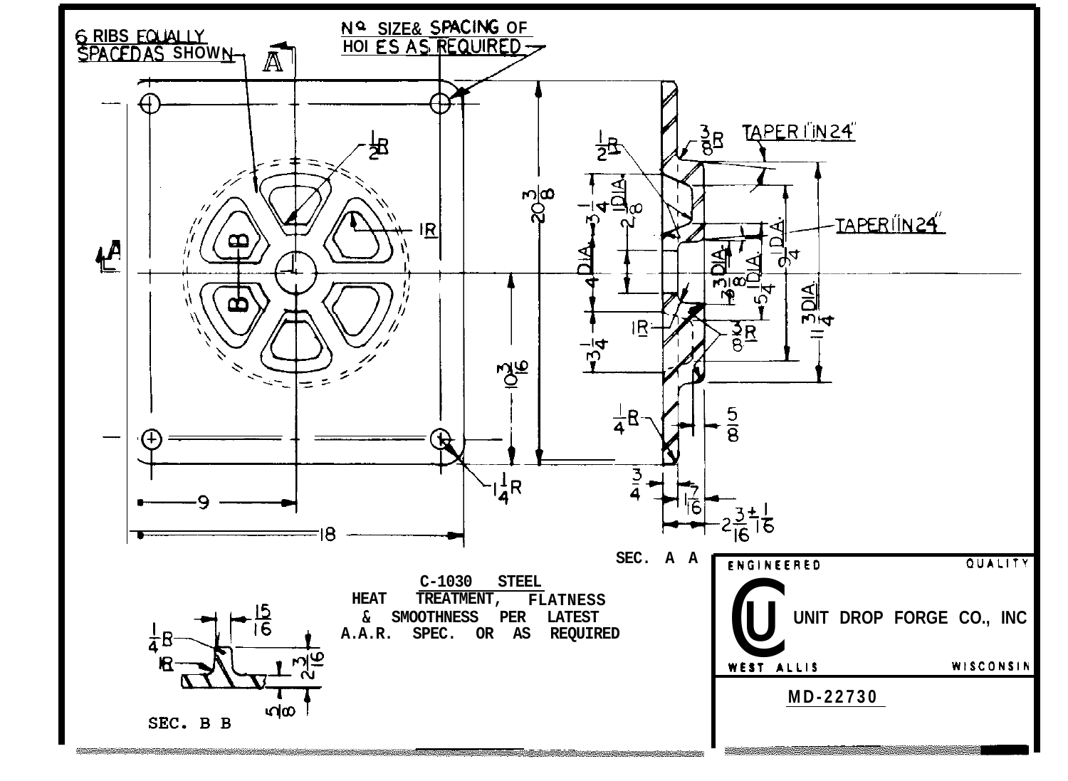6 RIBS EQUALLY SPACED AS SHOWN

NO. SIZE & SPACING OF HOLES AS REQUIRED

SEC. A A

C-1030 STEEL

HEAT TREATMENT, FLATNESS & SMOOTHNESS PER LATEST A.A.R. SPEC. OR AS REQUIRED

SEC. B B

ENGINEERED QUALITY

UNIT DROP FORGE CO., INC

WEST ALLIS WISCONSIN

MD-22730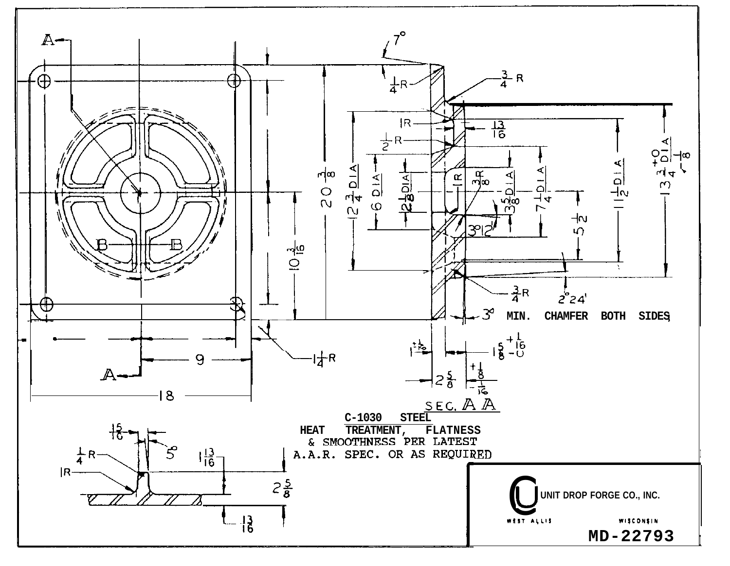SEC. A A

C-1030 STEEL

HEAT TREATMENT, FLATNESS & SMOOTHNESS PER LATEST A.A.R. SPEC. OR AS REQUIRED

3° MIN. CHAMFER BOTH SIDES

UNIT DROP FORGE CO., INC.

WEST ALLIS WISCONSIN

MD-22793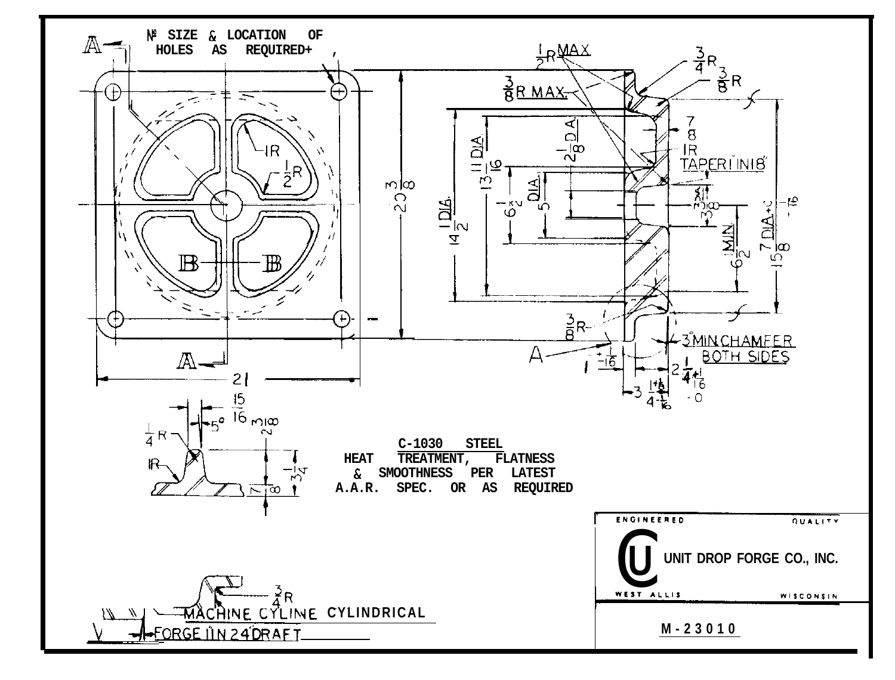№ SIZE & LOCATION OF HOLES AS REQUIRED

C-1030 STEEL
HEAT TREATMENT, FLATNESS & SMOOTHNESS PER LATEST A.A.R. SPEC. OR AS REQUIRED

MACHINE CYLINE CYLINDRICAL

FORGE 1 IN 24 DRAFT

ENGINEERED QUALITY

UNIT DROP FORGE CO., INC.

WEST ALLIS WISCONSIN

M-23010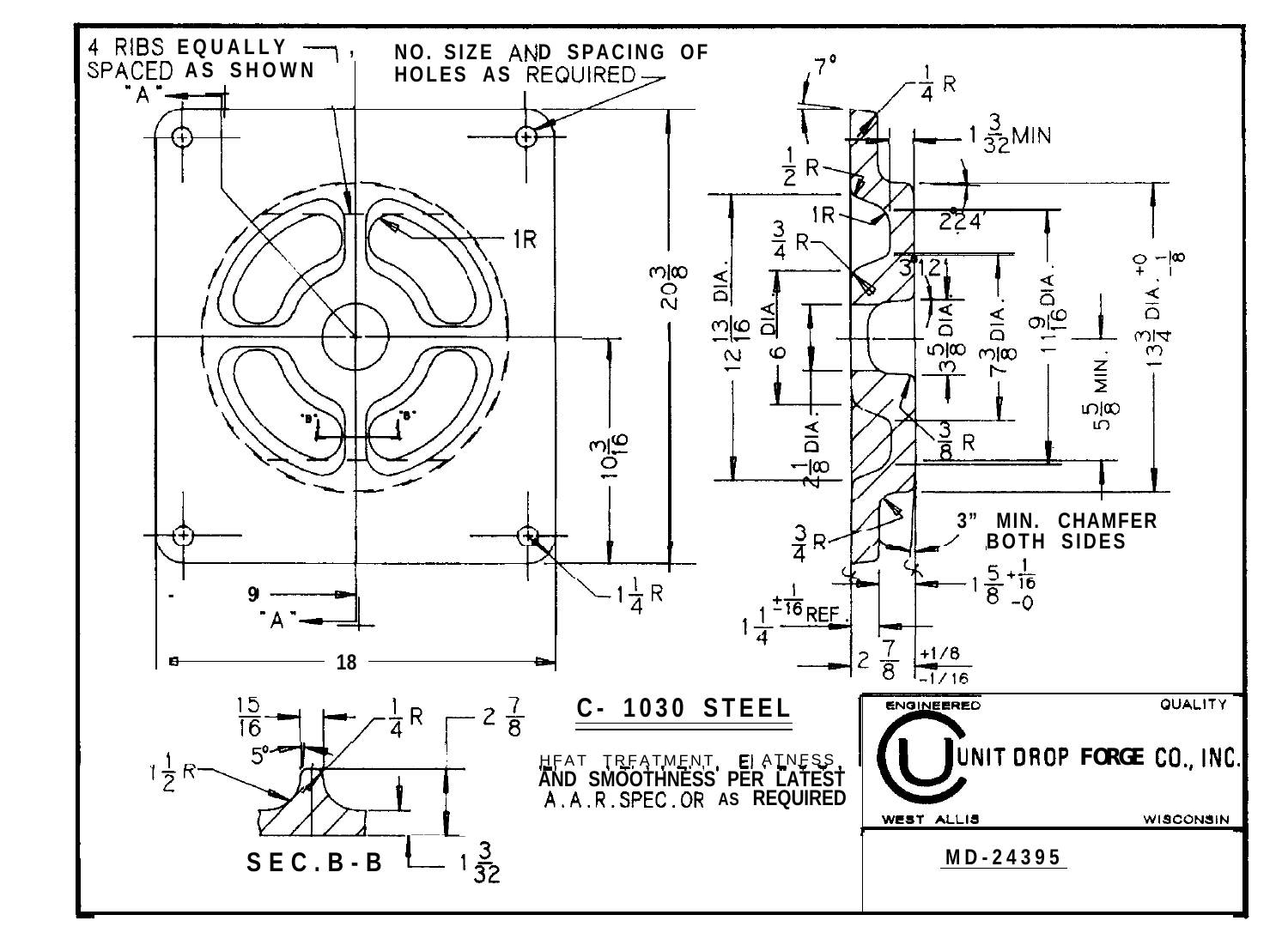4 RIBS EQUALLY SPACED AS SHOWN

NO. SIZE AND SPACING OF HOLES AS REQUIRED

"A"

1R

$20\frac{3}{8}$

$10\frac{3}{16}$

"B" "B"

$1\frac{1}{4}$ R

9

"A"

18

7°

$\frac{1}{4}$ R

$1\frac{3}{32}$ MIN

$\frac{1}{2}$ R

1R

2°24'

$\frac{3}{4}$ R

3°12'

$12\frac{13}{16}$ DIA.

$\frac{3}{4}$ DIA.

6

$2\frac{1}{8}$ DIA.

$3\frac{5}{8}$ DIA.

$7\frac{3}{8}$ DIA.

$11\frac{9}{16}$ DIA.

$5\frac{5}{8}$ MIN.

$13\frac{3}{4}$ DIA. $^{+0}_{-\frac{1}{8}}$

$\frac{3}{8}$ R

$\frac{3}{4}$ R

3" MIN. CHAMFER BOTH SIDES

$1\frac{5}{8}$ $^{+\frac{1}{16}}_{-0}$

$1\frac{1}{4}$ $\pm\frac{1}{16}$ REF.

$2\frac{7}{8}$ $^{+1/8}_{-1/16}$

$\frac{15}{16}$

$\frac{1}{4}$ R

5°

$1\frac{1}{2}$ R

$2\frac{7}{8}$

$1\frac{3}{32}$

SEC. B-B

C- 1030 STEEL

HEAT TREATMENT, FLATNESS, AND SMOOTHNESS PER LATEST A.A.R. SPEC. OR AS REQUIRED

ENGINEERED QUALITY

UNIT DROP FORGE CO., INC.

WEST ALLIS WISCONSIN

MD-24395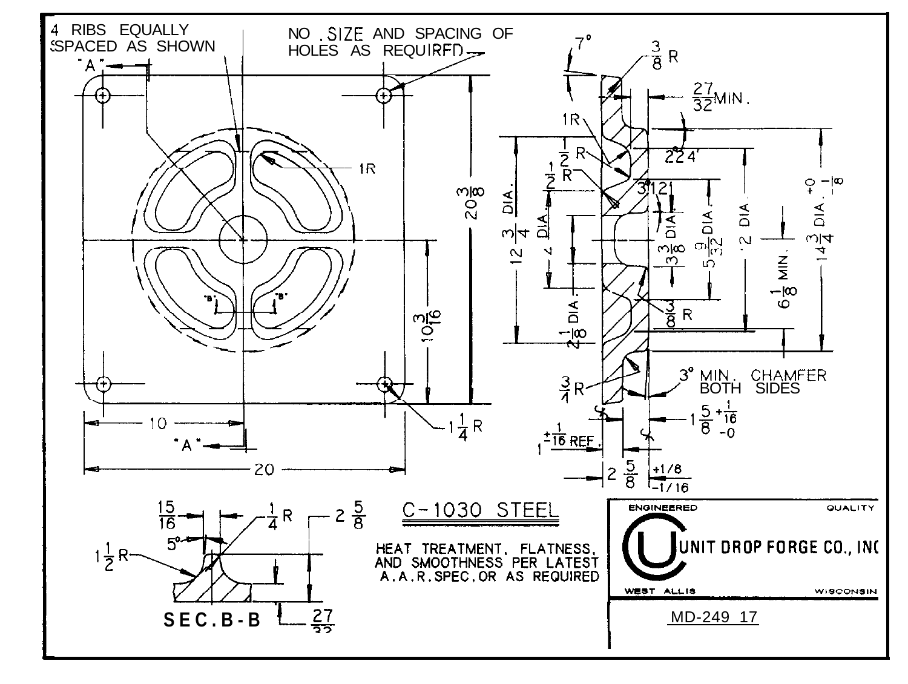4 RIBS EQUALLY SPACED AS SHOWN

NO. SIZE AND SPACING OF HOLES AS REQUIRED

"A"

1R

$20\frac{3}{8}$

$10\frac{3}{16}$

10

"A"

20

$1\frac{1}{4}$ R

"B" "B"

7°

$\frac{3}{8}$ R

$\frac{27}{32}$ MIN.

1R

$2\frac{1}{2}$ R

$2\frac{1}{2}$ R

22°4'

3°12'

$12\frac{3}{4}$ DIA.

4 DIA.

$3\frac{3}{8}$ DIA.

$5\frac{9}{32}$ DIA.

12 DIA.

$14\frac{3}{4}$ DIA. $^{+0}_{-\frac{1}{8}}$

$6\frac{1}{8}$ MIN.

$2\frac{1}{8}$ DIA.

$\frac{3}{8}$ R

$\frac{3}{4}$ R

3° MIN. CHAMFER BOTH SIDES

$1\frac{5}{8}$ $^{+\frac{1}{16}}_{-0}$

$1 \pm\frac{1}{16}$ REF.

$2\frac{5}{8}$ $^{+1/8}_{-1/16}$

$\frac{15}{16}$

$\frac{1}{4}$ R

$2\frac{5}{8}$

5°

$1\frac{1}{2}$ R

SEC. B-B

$\frac{27}{32}$

C-1030 STEEL

HEAT TREATMENT, FLATNESS, AND SMOOTHNESS PER LATEST A.A.R. SPEC. OR AS REQUIRED

ENGINEERED QUALITY

UNIT DROP FORGE CO., INC

WEST ALLIS WISCONSIN

MD-249 17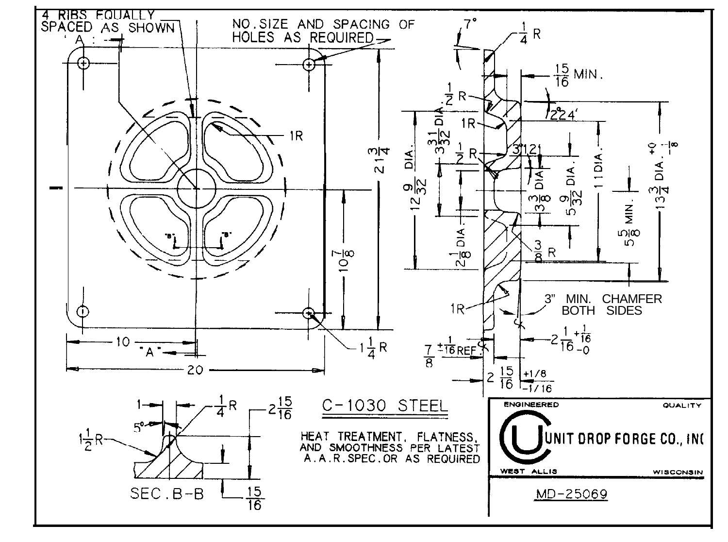4 RIBS EQUALLY SPACED AS SHOWN

NO. SIZE AND SPACING OF HOLES AS REQUIRED

1R

$21\frac{3}{4}$

$10\frac{7}{8}$

10

"A"

20

$1\frac{1}{4}$ R

7°

$\frac{1}{4}$ R

$\frac{15}{16}$ MIN.

$\frac{1}{2}$ R

2°24'

1R

$12\frac{9}{32}$ DIA.

$3\frac{31}{32}$ DIA.

$\frac{1}{2}$ R

3°12'

$3\frac{3}{8}$ DIA.

$5\frac{9}{32}$ DIA.

11 DIA.

$5\frac{5}{8}$ MIN.

$13\frac{3}{4}$ DIA. $^{+0}_{-\frac{1}{8}}$

$2\frac{1}{8}$ DIA.

$\frac{3}{8}$ R

1R

3" MIN. CHAMFER BOTH SIDES

$2\frac{1}{16}$ $^{+\frac{1}{16}}_{-0}$

$\frac{7}{8}$ $\pm\frac{1}{16}$ REF.

$2\frac{15}{16}$ $^{+1/8}_{-1/16}$

1

$\frac{1}{4}$ R

5°

$1\frac{1}{2}$ R

$2\frac{15}{16}$

$\frac{15}{16}$

SEC. B-B

C-1030 STEEL

HEAT TREATMENT, FLATNESS, AND SMOOTHNESS PER LATEST A.A.R. SPEC. OR AS REQUIRED

ENGINEERED QUALITY

UNIT DROP FORGE CO., INC

WEST ALLIS WISCONSIN

MD-25069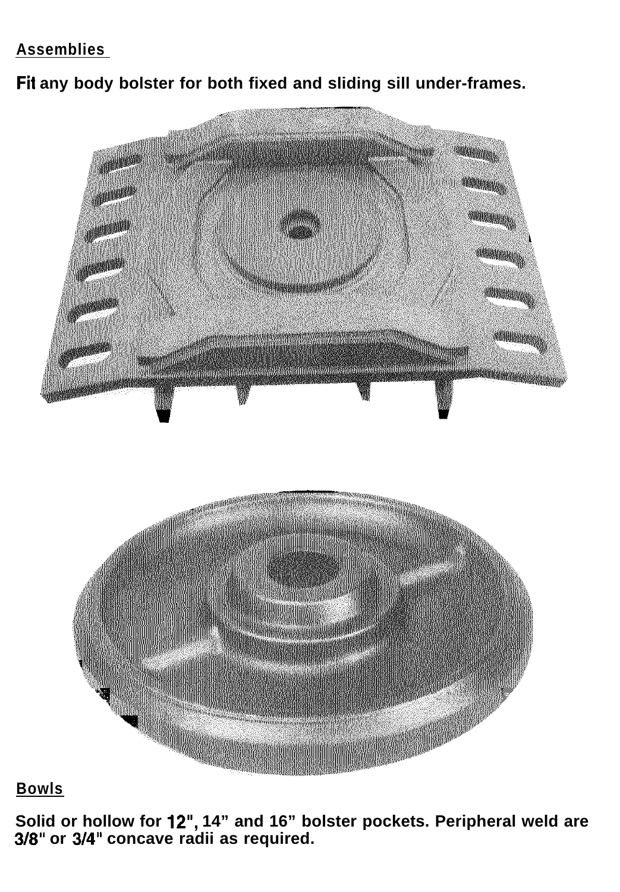**Assemblies**

**Fit any body bolster for both fixed and sliding sill under-frames.**

**Bowls**

**Solid or hollow for 12", 14" and 16" bolster pockets. Peripheral weld are 3/8" or 3/4" concave radii as required.**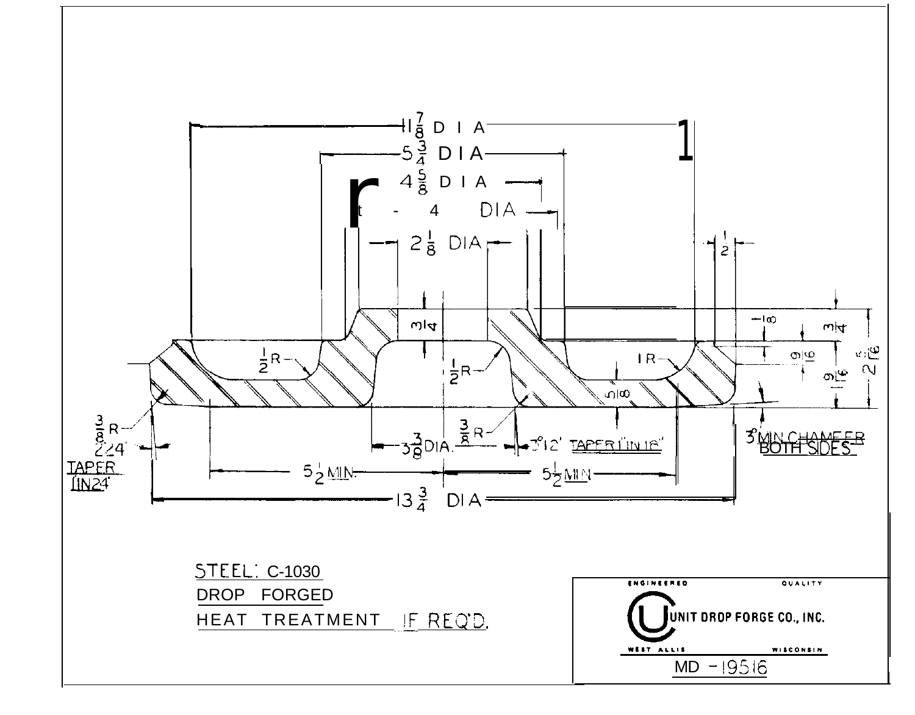11 7/8 DIA

5 3/4 DIA

4 5/8 DIA

4 DIA

2 1/8 DIA

1/2

3/4

1/8

3/4

9/16

2 5/16

9/16

1/2 R

1/2 R

1 R

5/8

3/8 R

2°24' TAPER 1 IN 24"

3/8 R

3 3/8 DIA.

3°12' TAPER 1 IN 16"

3/8" MIN CHAMFER BOTH SIDES

5 1/2 MIN.

5 1/2 MIN

13 3/4 DIA

STEEL: C-1030

DROP FORGED

HEAT TREATMENT IF REQ'D.

ENGINEERED QUALITY

UNIT DROP FORGE CO., INC.

WEST ALLIS WISCONSIN

MD - 19516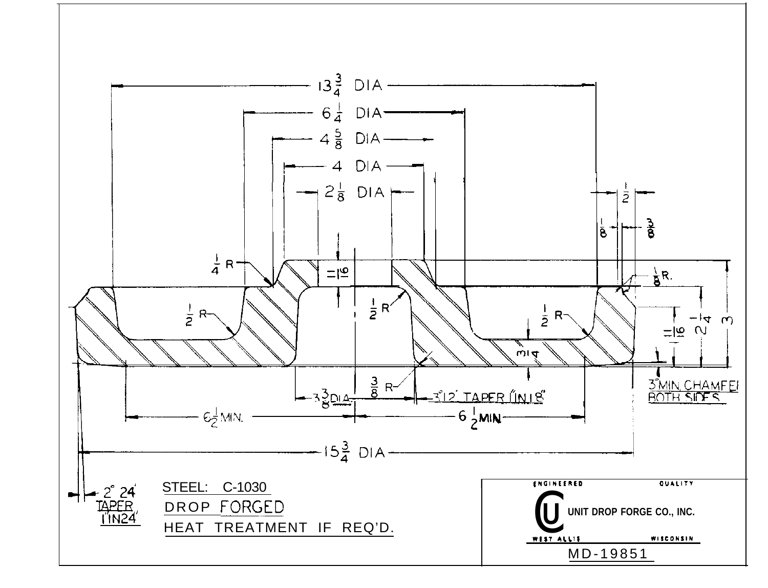13 3/4 DIA

6 1/4 DIA

4 5/8 DIA

4 DIA

2 1/8 DIA

1/4 R

1 1/16

1/2 R

1/2 R

1/2 R

3/4

1/8

1/2

3/8

1/8 R.

1 1/16

2 1/4

3

3/8 R

3 3/8 DIA

3°12' TAPER (1 IN 18")

3° MIN. CHAMFER BOTH SIDES

6 1/2 MIN.

6 1/2 MIN

15 3/4 DIA

2° 24' TAPER 1" IN 24"

STEEL: C-1030

DROP FORGED

HEAT TREATMENT IF REQ'D.

ENGINEERED QUALITY

UNIT DROP FORGE CO., INC.

WEST ALLIS WISCONSIN

MD-19851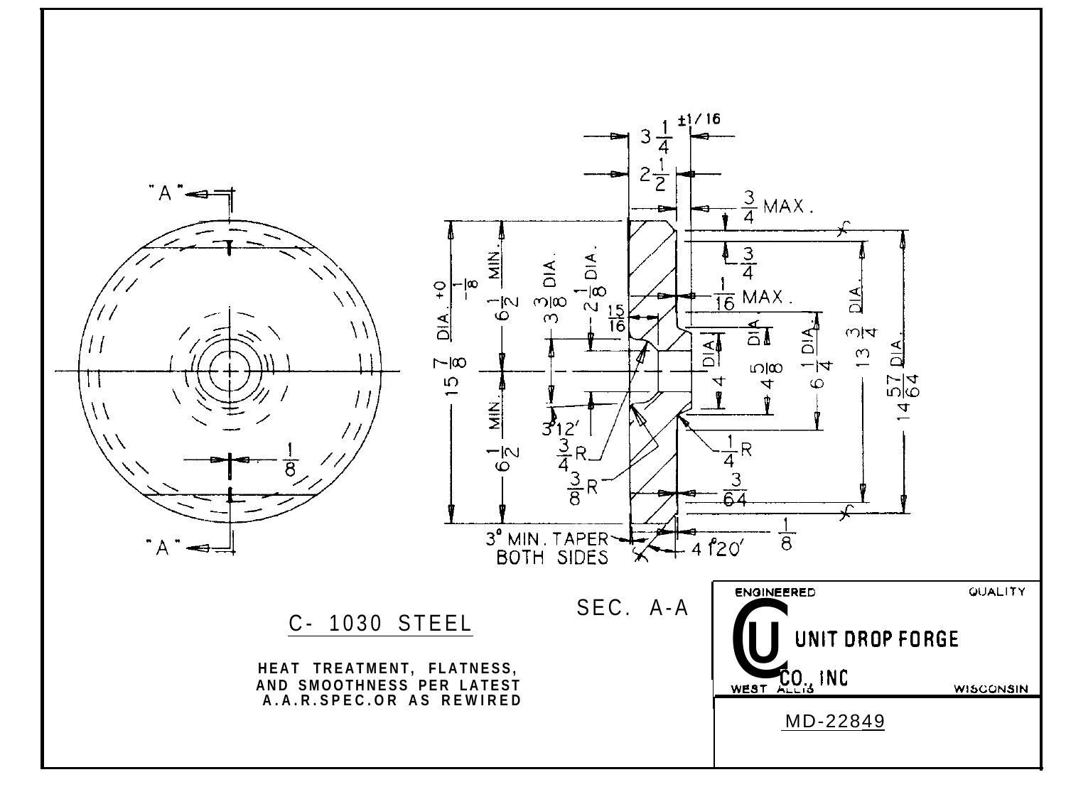"A"

"A"

$\frac{1}{8}$

$3\frac{1}{4}$ ±1/16

$2\frac{1}{2}$

$\frac{3}{4}$ MAX.

$\frac{3}{4}$

$\frac{1}{16}$ MAX.

$15\frac{7}{8}$ DIA. $^{+0}_{-\frac{1}{8}}$

$6\frac{1}{2}$ MIN.

$6\frac{1}{2}$ MIN.

$3\frac{3}{8}$ DIA.

$2\frac{1}{8}$ DIA.

$\frac{15}{16}$

4 DIA.

$4\frac{5}{8}$ DIA.

$6\frac{1}{4}$ DIA.

$13\frac{3}{4}$ DIA.

$14\frac{57}{64}$ DIA.

3° 12'

$\frac{3}{4}$ R

$\frac{3}{8}$ R

$\frac{1}{4}$ R

$\frac{3}{64}$

$\frac{1}{8}$

3° MIN. TAPER BOTH SIDES

4° 20'

SEC. A-A

C- 1030 STEEL

HEAT TREATMENT, FLATNESS, AND SMOOTHNESS PER LATEST A.A.R.SPEC.OR AS REWIRED

ENGINEERED QUALITY

UNIT DROP FORGE CO., INC

WEST ALLIS WISCONSIN

MD-22849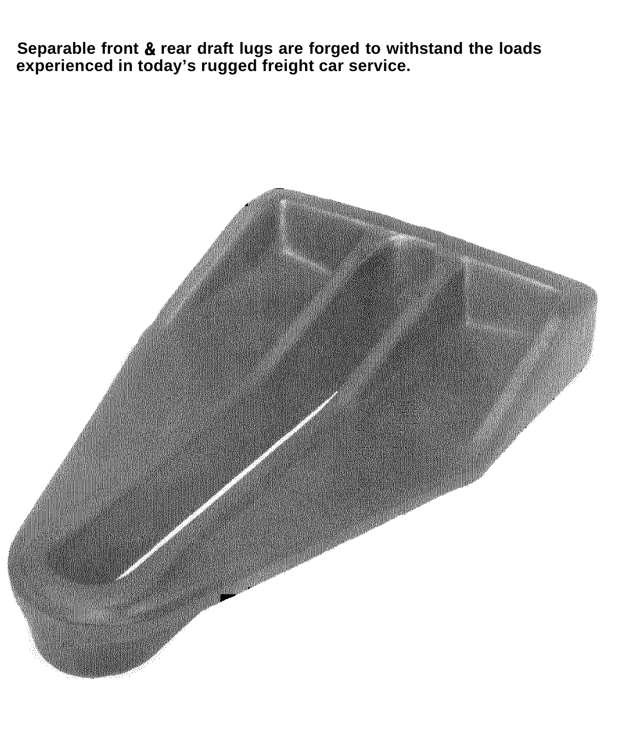**Separable front & rear draft lugs are forged to withstand the loads experienced in today's rugged freight car service.**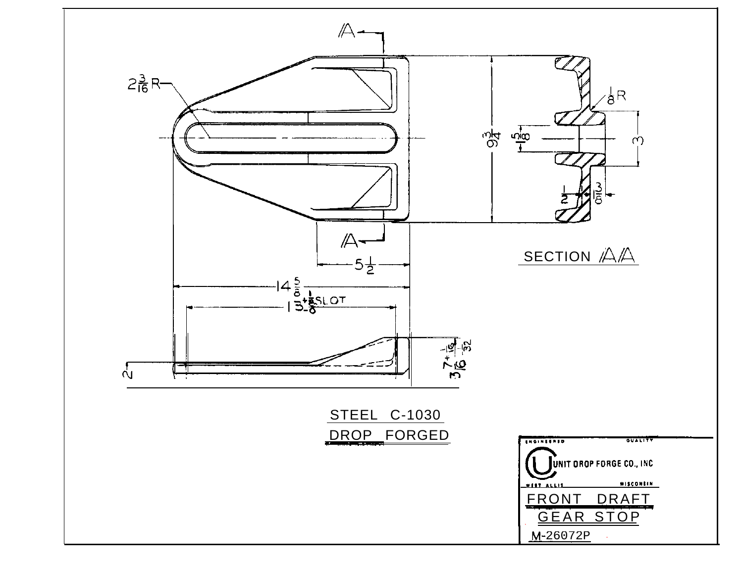$2\frac{3}{16}$ R

A

A

$9\frac{3}{4}$

$1\frac{5}{8}$

3

$\frac{1}{8}$ R

$\frac{1}{2}$

$\frac{3}{16}$

SECTION A/A

$5\frac{1}{2}$

$14\frac{5}{8}$

$13^{+\frac{1}{8}}_{-0}$ SLOT

2

$7^{+\frac{1}{16}}_{-\frac{1}{32}}$

$3\frac{1}{16}$

STEEL C-1030

DROP FORGED

ENGINEERED QUALITY

UNIT DROP FORGE CO., INC

WEST ALLIS WISCONSIN

FRONT DRAFT GEAR STOP

M-26072P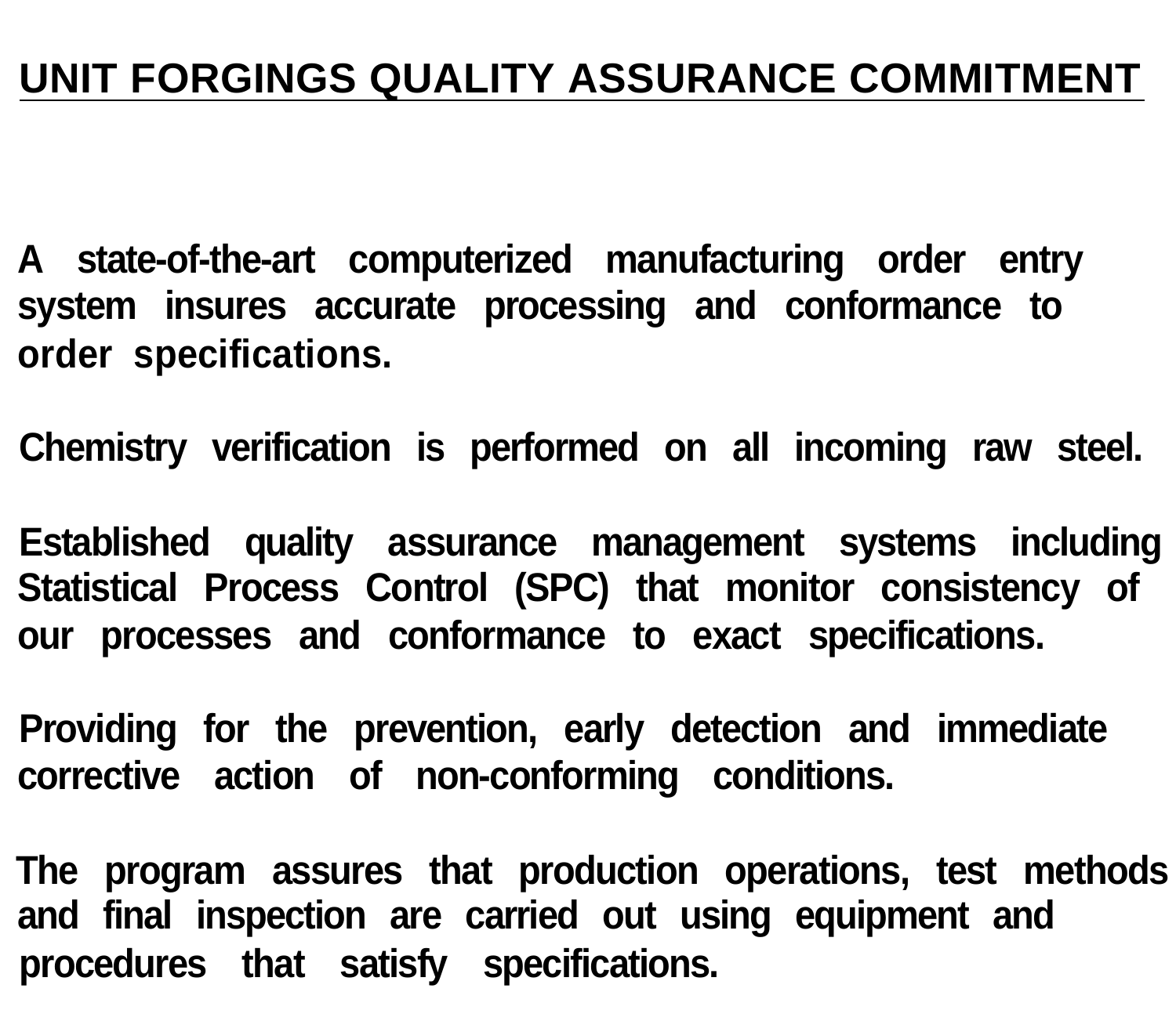# UNIT FORGINGS QUALITY ASSURANCE COMMITMENT

**A state-of-the-art computerized manufacturing order entry system insures accurate processing and conformance to order specifications.**

**Chemistry verification is performed on all incoming raw steel.**

**Established quality assurance management systems including Statistical Process Control (SPC) that monitor consistency of our processes and conformance to exact specifications.**

**Providing for the prevention, early detection and immediate corrective action of non-conforming conditions.**

**The program assures that production operations, test methods and final inspection are carried out using equipment and procedures that satisfy specifications.**